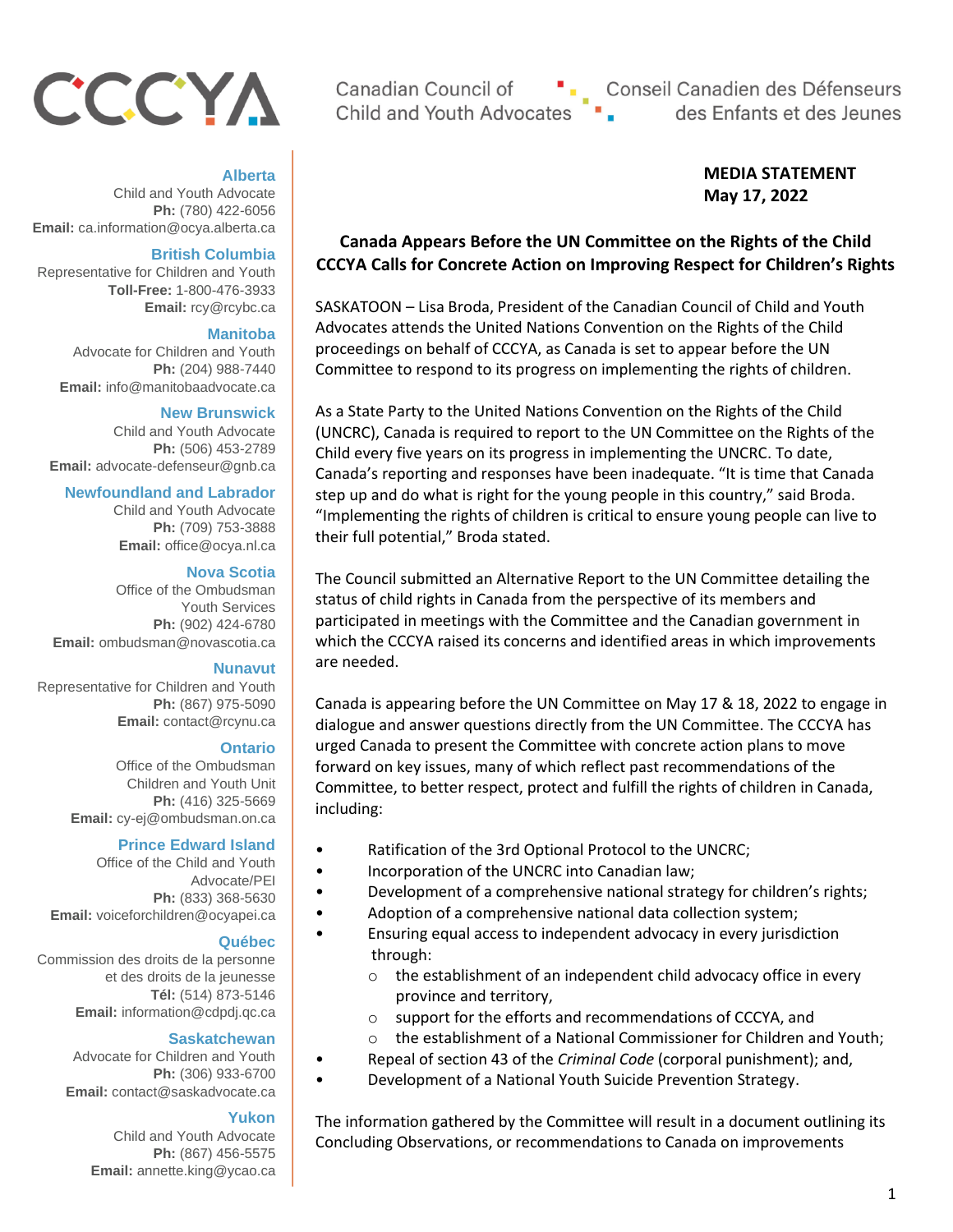CCCYA

Canadian Council of Child and Youth Advocates | Conseil Canadien des Défenseurs des Enfants et des Jeunes

**Alberta**
Child and Youth Advocate
**Ph:** (780) 422-6056
**Email:** ca.information@ocya.alberta.ca

**British Columbia**
Representative for Children and Youth
**Toll-Free:** 1-800-476-3933
**Email:** rcy@rcybc.ca

**Manitoba**
Advocate for Children and Youth
**Ph:** (204) 988-7440
**Email:** info@manitobaadvocate.ca

**New Brunswick**
Child and Youth Advocate
**Ph:** (506) 453-2789
**Email:** advocate-defenseur@gnb.ca

**Newfoundland and Labrador**
Child and Youth Advocate
**Ph:** (709) 753-3888
**Email:** office@ocya.nl.ca

**Nova Scotia**
Office of the Ombudsman
Youth Services
**Ph:** (902) 424-6780
**Email:** ombudsman@novascotia.ca

**Nunavut**
Representative for Children and Youth
**Ph:** (867) 975-5090
**Email:** contact@rcynu.ca

**Ontario**
Office of the Ombudsman
Children and Youth Unit
**Ph:** (416) 325-5669
**Email:** cy-ej@ombudsman.on.ca

**Prince Edward Island**
Office of the Child and Youth Advocate/PEI
**Ph:** (833) 368-5630
**Email:** voiceforchildren@ocyapei.ca

**Québec**
Commission des droits de la personne et des droits de la jeunesse
**Tél:** (514) 873-5146
**Email:** information@cdpdj.qc.ca

**Saskatchewan**
Advocate for Children and Youth
**Ph:** (306) 933-6700
**Email:** contact@saskadvocate.ca

**Yukon**
Child and Youth Advocate
**Ph:** (867) 456-5575
**Email:** annette.king@ycao.ca

**MEDIA STATEMENT**
**May 17, 2022**

## Canada Appears Before the UN Committee on the Rights of the Child
## CCCYA Calls for Concrete Action on Improving Respect for Children's Rights

SASKATOON – Lisa Broda, President of the Canadian Council of Child and Youth Advocates attends the United Nations Convention on the Rights of the Child proceedings on behalf of CCCYA, as Canada is set to appear before the UN Committee to respond to its progress on implementing the rights of children.

As a State Party to the United Nations Convention on the Rights of the Child (UNCRC), Canada is required to report to the UN Committee on the Rights of the Child every five years on its progress in implementing the UNCRC. To date, Canada's reporting and responses have been inadequate. "It is time that Canada step up and do what is right for the young people in this country," said Broda. "Implementing the rights of children is critical to ensure young people can live to their full potential," Broda stated.

The Council submitted an Alternative Report to the UN Committee detailing the status of child rights in Canada from the perspective of its members and participated in meetings with the Committee and the Canadian government in which the CCCYA raised its concerns and identified areas in which improvements are needed.

Canada is appearing before the UN Committee on May 17 & 18, 2022 to engage in dialogue and answer questions directly from the UN Committee. The CCCYA has urged Canada to present the Committee with concrete action plans to move forward on key issues, many of which reflect past recommendations of the Committee, to better respect, protect and fulfill the rights of children in Canada, including:

- Ratification of the 3rd Optional Protocol to the UNCRC;
- Incorporation of the UNCRC into Canadian law;
- Development of a comprehensive national strategy for children's rights;
- Adoption of a comprehensive national data collection system;
- Ensuring equal access to independent advocacy in every jurisdiction through:
  - the establishment of an independent child advocacy office in every province and territory,
  - support for the efforts and recommendations of CCCYA, and
  - the establishment of a National Commissioner for Children and Youth;
- Repeal of section 43 of the *Criminal Code* (corporal punishment); and,
- Development of a National Youth Suicide Prevention Strategy.

The information gathered by the Committee will result in a document outlining its Concluding Observations, or recommendations to Canada on improvements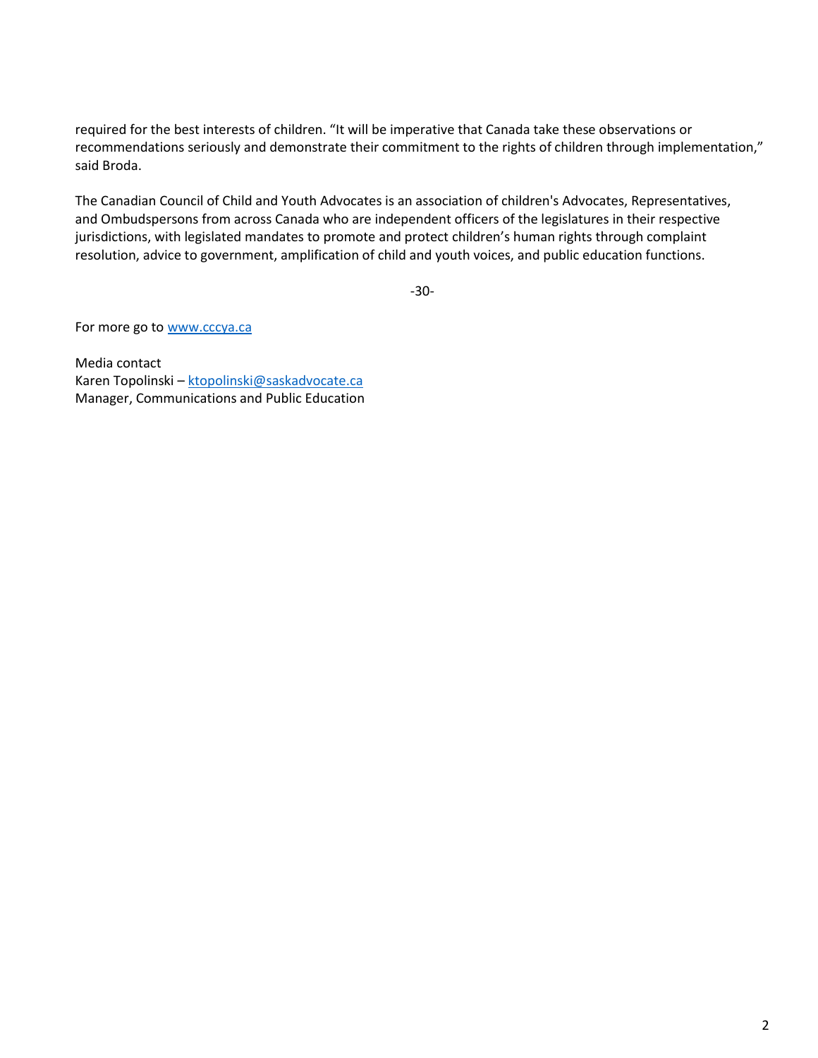required for the best interests of children. "It will be imperative that Canada take these observations or recommendations seriously and demonstrate their commitment to the rights of children through implementation," said Broda.

The Canadian Council of Child and Youth Advocates is an association of children's Advocates, Representatives, and Ombudspersons from across Canada who are independent officers of the legislatures in their respective jurisdictions, with legislated mandates to promote and protect children's human rights through complaint resolution, advice to government, amplification of child and youth voices, and public education functions.

-30-

For more go to [www.cccya.ca](http://www.cccya.ca)

Media contact  
Karen Topolinski – [ktopolinski@saskadvocate.ca](mailto:ktopolinski@saskadvocate.ca)  
Manager, Communications and Public Education